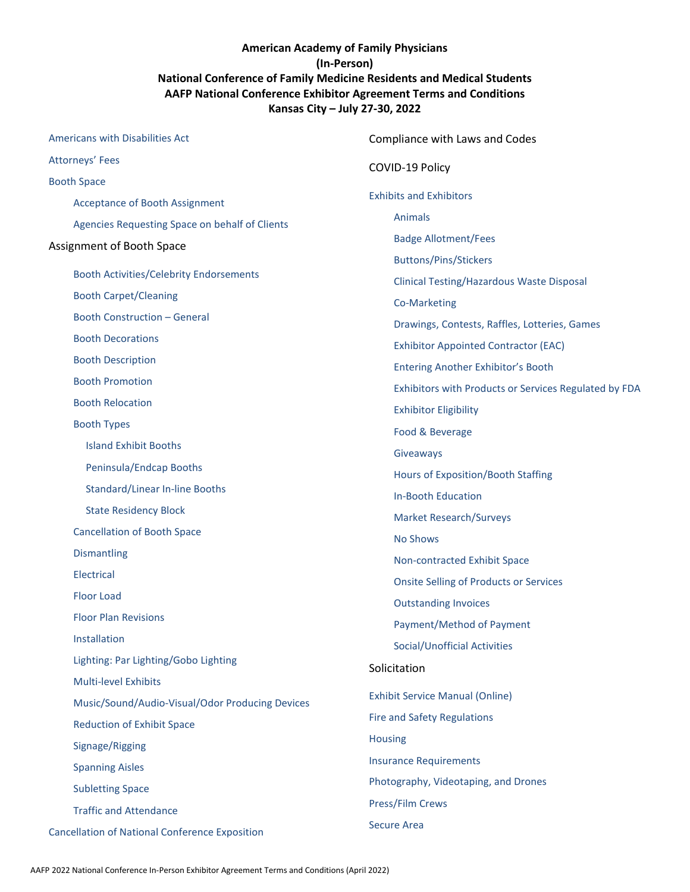# American Academy of Family Physicians
# (In-Person)
# National Conference of Family Medicine Residents and Medical Students
# AAFP National Conference Exhibitor Agreement Terms and Conditions
# Kansas City – July 27-30, 2022

- Americans with Disabilities Act
- Attorneys' Fees
- Booth Space
    - Acceptance of Booth Assignment
    - Agencies Requesting Space on behalf of Clients

Assignment of Booth Space

- Booth Activities/Celebrity Endorsements
- Booth Carpet/Cleaning
- Booth Construction – General
- Booth Decorations
- Booth Description
- Booth Promotion
- Booth Relocation
- Booth Types
    - Island Exhibit Booths
    - Peninsula/Endcap Booths
    - Standard/Linear In-line Booths
    - State Residency Block
- Cancellation of Booth Space
- Dismantling
- Electrical
- Floor Load
- Floor Plan Revisions
- Installation
- Lighting: Par Lighting/Gobo Lighting
- Multi-level Exhibits
- Music/Sound/Audio-Visual/Odor Producing Devices
- Reduction of Exhibit Space
- Signage/Rigging
- Spanning Aisles
- Subletting Space
- Traffic and Attendance

Cancellation of National Conference Exposition

Compliance with Laws and Codes

COVID-19 Policy

- Exhibits and Exhibitors
    - Animals
    - Badge Allotment/Fees
    - Buttons/Pins/Stickers
    - Clinical Testing/Hazardous Waste Disposal
    - Co-Marketing
    - Drawings, Contests, Raffles, Lotteries, Games
    - Exhibitor Appointed Contractor (EAC)
    - Entering Another Exhibitor's Booth
    - Exhibitors with Products or Services Regulated by FDA
    - Exhibitor Eligibility
    - Food & Beverage
    - Giveaways
    - Hours of Exposition/Booth Staffing
    - In-Booth Education
    - Market Research/Surveys
    - No Shows
    - Non-contracted Exhibit Space
    - Onsite Selling of Products or Services
    - Outstanding Invoices
    - Payment/Method of Payment
    - Social/Unofficial Activities

Solicitation

- Exhibit Service Manual (Online)
- Fire and Safety Regulations
- Housing
- Insurance Requirements
- Photography, Videotaping, and Drones
- Press/Film Crews
- Secure Area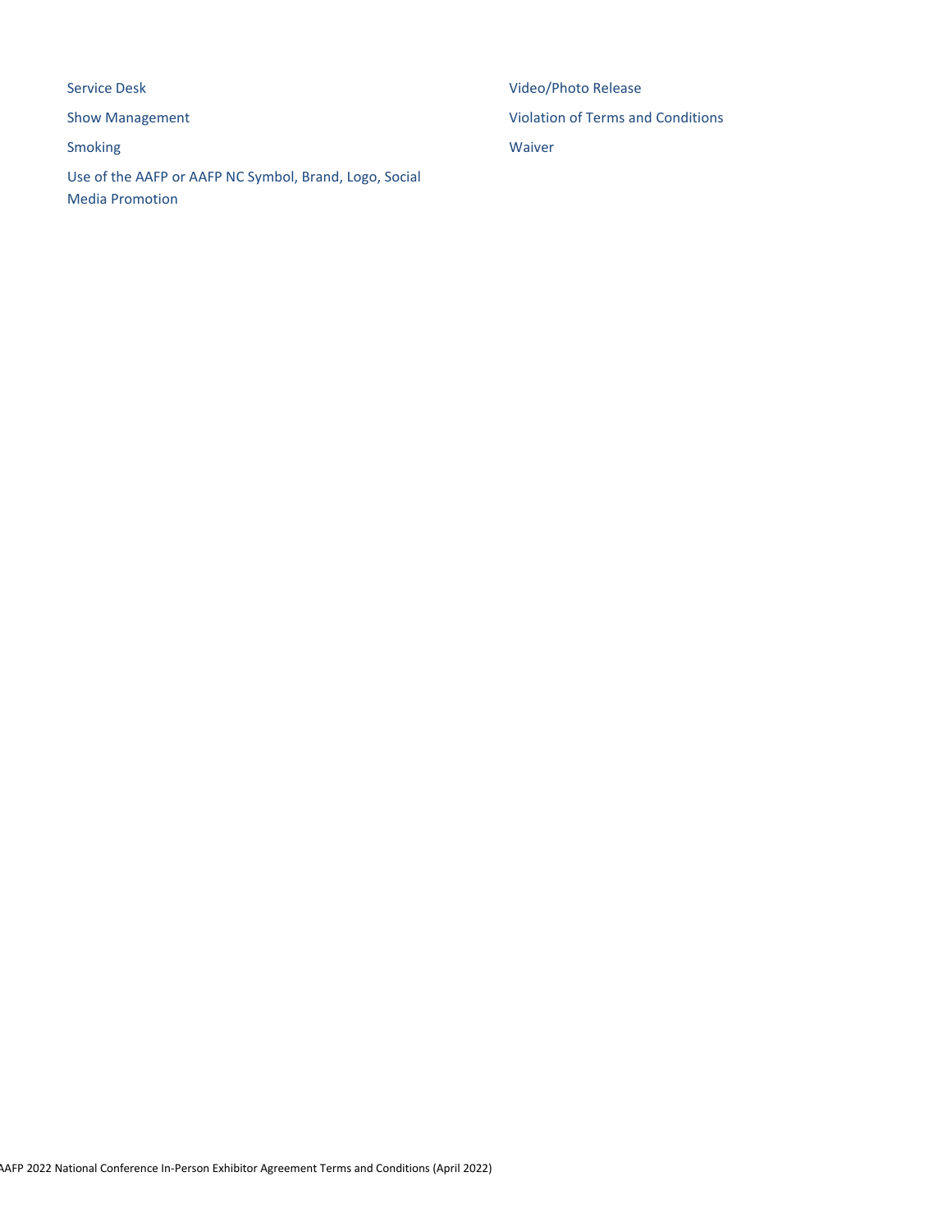- Service Desk
- Show Management
- Smoking
- Use of the AAFP or AAFP NC Symbol, Brand, Logo, Social Media Promotion
- Video/Photo Release
- Violation of Terms and Conditions
- Waiver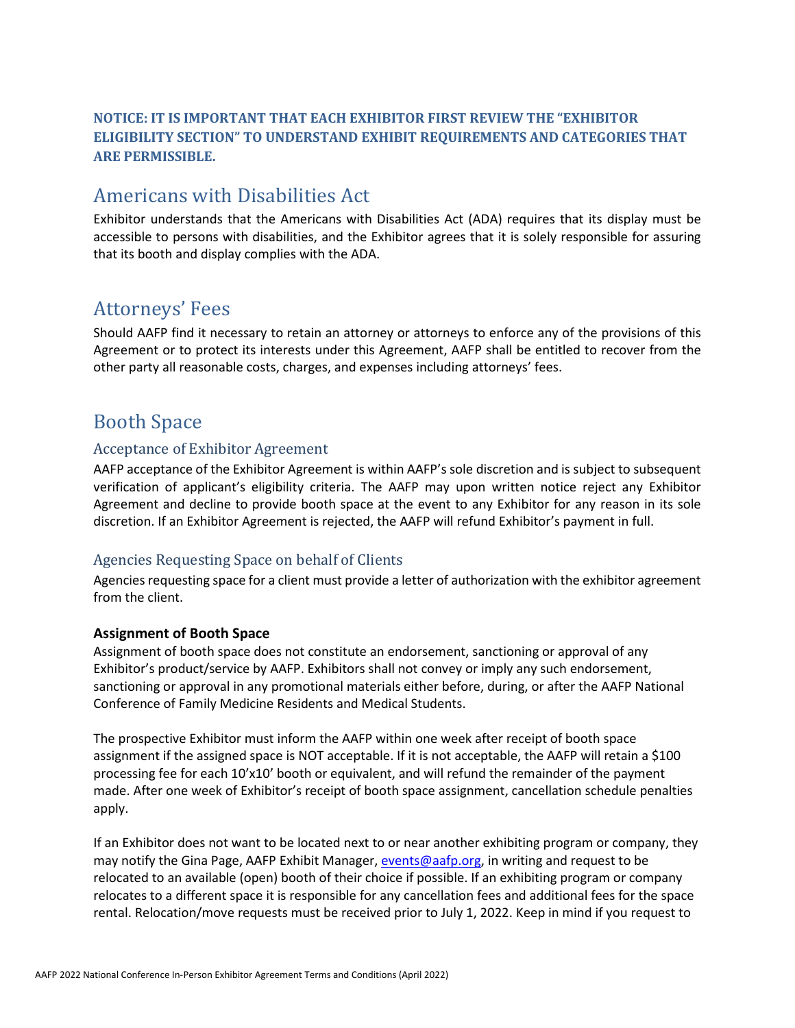**NOTICE: IT IS IMPORTANT THAT EACH EXHIBITOR FIRST REVIEW THE "EXHIBITOR ELIGIBILITY SECTION" TO UNDERSTAND EXHIBIT REQUIREMENTS AND CATEGORIES THAT ARE PERMISSIBLE.**

# Americans with Disabilities Act

Exhibitor understands that the Americans with Disabilities Act (ADA) requires that its display must be accessible to persons with disabilities, and the Exhibitor agrees that it is solely responsible for assuring that its booth and display complies with the ADA.

# Attorneys' Fees

Should AAFP find it necessary to retain an attorney or attorneys to enforce any of the provisions of this Agreement or to protect its interests under this Agreement, AAFP shall be entitled to recover from the other party all reasonable costs, charges, and expenses including attorneys' fees.

# Booth Space

## Acceptance of Exhibitor Agreement

AAFP acceptance of the Exhibitor Agreement is within AAFP's sole discretion and is subject to subsequent verification of applicant's eligibility criteria. The AAFP may upon written notice reject any Exhibitor Agreement and decline to provide booth space at the event to any Exhibitor for any reason in its sole discretion. If an Exhibitor Agreement is rejected, the AAFP will refund Exhibitor's payment in full.

## Agencies Requesting Space on behalf of Clients

Agencies requesting space for a client must provide a letter of authorization with the exhibitor agreement from the client.

### Assignment of Booth Space

Assignment of booth space does not constitute an endorsement, sanctioning or approval of any Exhibitor's product/service by AAFP. Exhibitors shall not convey or imply any such endorsement, sanctioning or approval in any promotional materials either before, during, or after the AAFP National Conference of Family Medicine Residents and Medical Students.

The prospective Exhibitor must inform the AAFP within one week after receipt of booth space assignment if the assigned space is NOT acceptable. If it is not acceptable, the AAFP will retain a $100 processing fee for each 10'x10' booth or equivalent, and will refund the remainder of the payment made. After one week of Exhibitor's receipt of booth space assignment, cancellation schedule penalties apply.

If an Exhibitor does not want to be located next to or near another exhibiting program or company, they may notify the Gina Page, AAFP Exhibit Manager, [events@aafp.org](mailto:events@aafp.org), in writing and request to be relocated to an available (open) booth of their choice if possible. If an exhibiting program or company relocates to a different space it is responsible for any cancellation fees and additional fees for the space rental. Relocation/move requests must be received prior to July 1, 2022. Keep in mind if you request to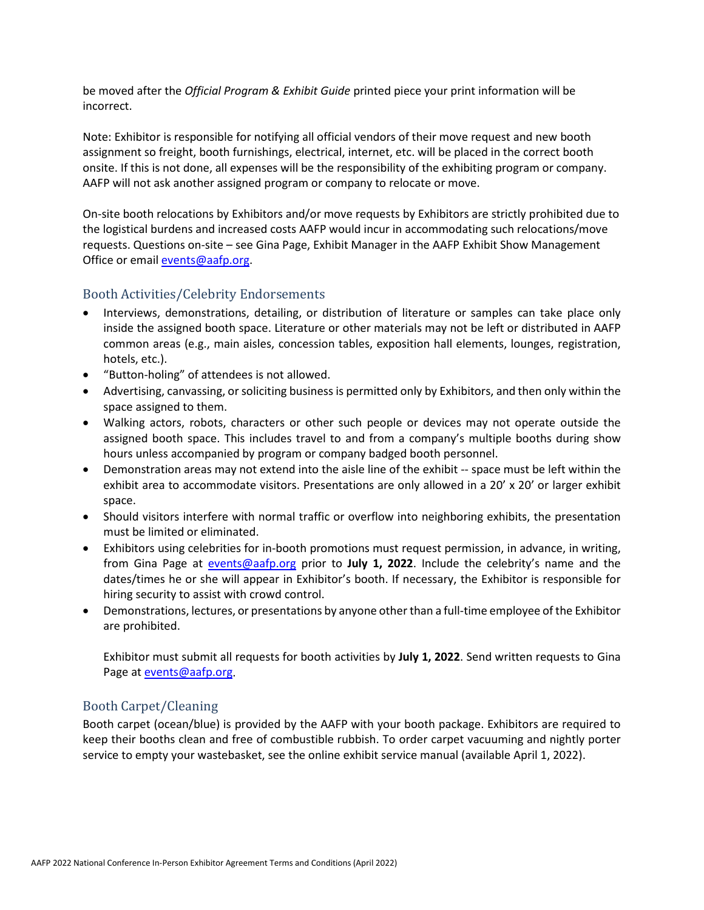be moved after the *Official Program & Exhibit Guide* printed piece your print information will be incorrect.

Note: Exhibitor is responsible for notifying all official vendors of their move request and new booth assignment so freight, booth furnishings, electrical, internet, etc. will be placed in the correct booth onsite. If this is not done, all expenses will be the responsibility of the exhibiting program or company. AAFP will not ask another assigned program or company to relocate or move.

On-site booth relocations by Exhibitors and/or move requests by Exhibitors are strictly prohibited due to the logistical burdens and increased costs AAFP would incur in accommodating such relocations/move requests. Questions on-site – see Gina Page, Exhibit Manager in the AAFP Exhibit Show Management Office or email events@aafp.org.

## Booth Activities/Celebrity Endorsements

- Interviews, demonstrations, detailing, or distribution of literature or samples can take place only inside the assigned booth space. Literature or other materials may not be left or distributed in AAFP common areas (e.g., main aisles, concession tables, exposition hall elements, lounges, registration, hotels, etc.).
- "Button-holing" of attendees is not allowed.
- Advertising, canvassing, or soliciting business is permitted only by Exhibitors, and then only within the space assigned to them.
- Walking actors, robots, characters or other such people or devices may not operate outside the assigned booth space. This includes travel to and from a company's multiple booths during show hours unless accompanied by program or company badged booth personnel.
- Demonstration areas may not extend into the aisle line of the exhibit -- space must be left within the exhibit area to accommodate visitors. Presentations are only allowed in a 20' x 20' or larger exhibit space.
- Should visitors interfere with normal traffic or overflow into neighboring exhibits, the presentation must be limited or eliminated.
- Exhibitors using celebrities for in-booth promotions must request permission, in advance, in writing, from Gina Page at events@aafp.org prior to **July 1, 2022**. Include the celebrity's name and the dates/times he or she will appear in Exhibitor's booth. If necessary, the Exhibitor is responsible for hiring security to assist with crowd control.
- Demonstrations, lectures, or presentations by anyone other than a full-time employee of the Exhibitor are prohibited.

  Exhibitor must submit all requests for booth activities by **July 1, 2022**. Send written requests to Gina Page at events@aafp.org.

## Booth Carpet/Cleaning

Booth carpet (ocean/blue) is provided by the AAFP with your booth package. Exhibitors are required to keep their booths clean and free of combustible rubbish. To order carpet vacuuming and nightly porter service to empty your wastebasket, see the online exhibit service manual (available April 1, 2022).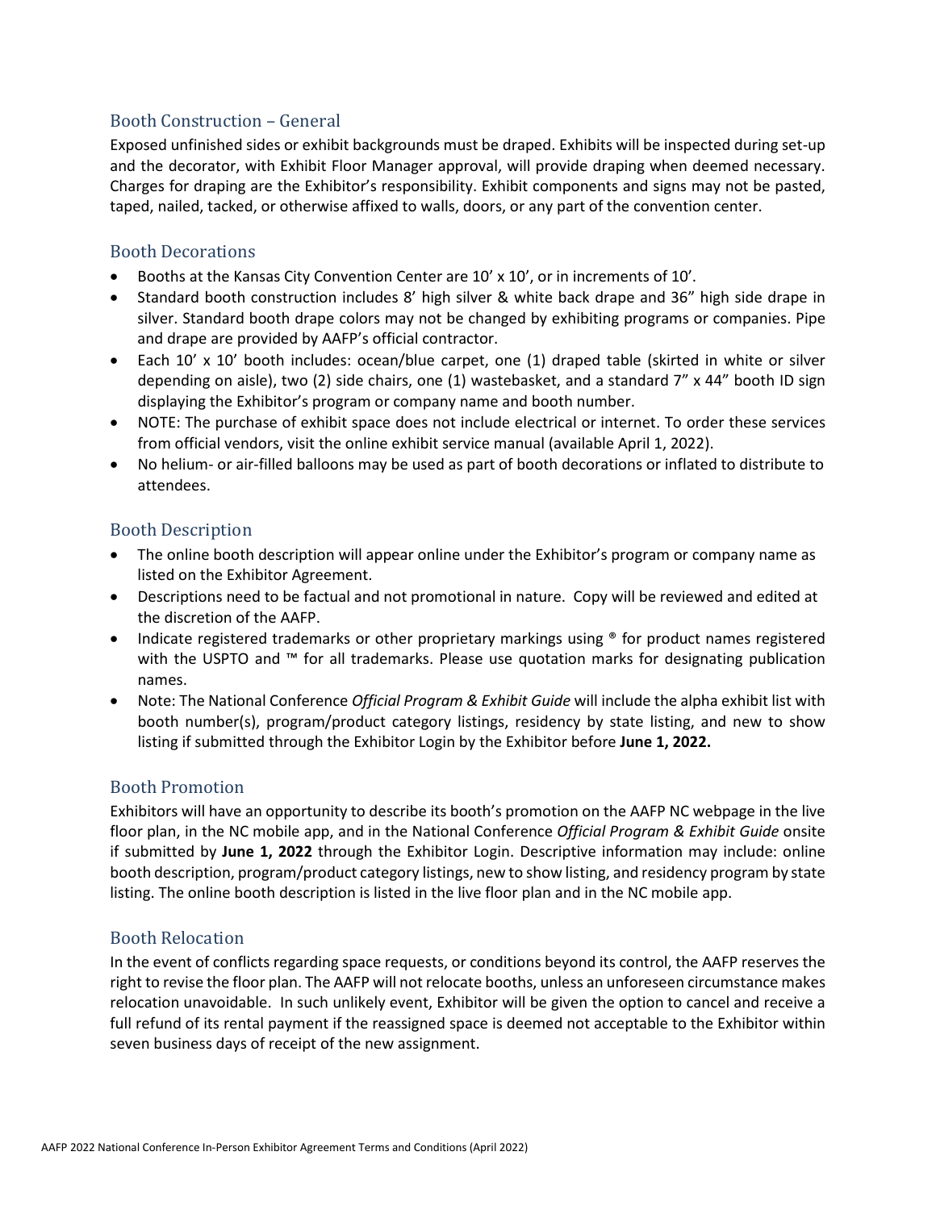## Booth Construction – General

Exposed unfinished sides or exhibit backgrounds must be draped. Exhibits will be inspected during set-up and the decorator, with Exhibit Floor Manager approval, will provide draping when deemed necessary. Charges for draping are the Exhibitor's responsibility. Exhibit components and signs may not be pasted, taped, nailed, tacked, or otherwise affixed to walls, doors, or any part of the convention center.

## Booth Decorations

- Booths at the Kansas City Convention Center are 10' x 10', or in increments of 10'.
- Standard booth construction includes 8' high silver & white back drape and 36" high side drape in silver. Standard booth drape colors may not be changed by exhibiting programs or companies. Pipe and drape are provided by AAFP's official contractor.
- Each 10' x 10' booth includes: ocean/blue carpet, one (1) draped table (skirted in white or silver depending on aisle), two (2) side chairs, one (1) wastebasket, and a standard 7" x 44" booth ID sign displaying the Exhibitor's program or company name and booth number.
- NOTE: The purchase of exhibit space does not include electrical or internet. To order these services from official vendors, visit the online exhibit service manual (available April 1, 2022).
- No helium- or air-filled balloons may be used as part of booth decorations or inflated to distribute to attendees.

## Booth Description

- The online booth description will appear online under the Exhibitor's program or company name as listed on the Exhibitor Agreement.
- Descriptions need to be factual and not promotional in nature. Copy will be reviewed and edited at the discretion of the AAFP.
- Indicate registered trademarks or other proprietary markings using ® for product names registered with the USPTO and ™ for all trademarks. Please use quotation marks for designating publication names.
- Note: The National Conference *Official Program & Exhibit Guide* will include the alpha exhibit list with booth number(s), program/product category listings, residency by state listing, and new to show listing if submitted through the Exhibitor Login by the Exhibitor before **June 1, 2022.**

## Booth Promotion

Exhibitors will have an opportunity to describe its booth's promotion on the AAFP NC webpage in the live floor plan, in the NC mobile app, and in the National Conference *Official Program & Exhibit Guide* onsite if submitted by **June 1, 2022** through the Exhibitor Login. Descriptive information may include: online booth description, program/product category listings, new to show listing, and residency program by state listing. The online booth description is listed in the live floor plan and in the NC mobile app.

## Booth Relocation

In the event of conflicts regarding space requests, or conditions beyond its control, the AAFP reserves the right to revise the floor plan. The AAFP will not relocate booths, unless an unforeseen circumstance makes relocation unavoidable. In such unlikely event, Exhibitor will be given the option to cancel and receive a full refund of its rental payment if the reassigned space is deemed not acceptable to the Exhibitor within seven business days of receipt of the new assignment.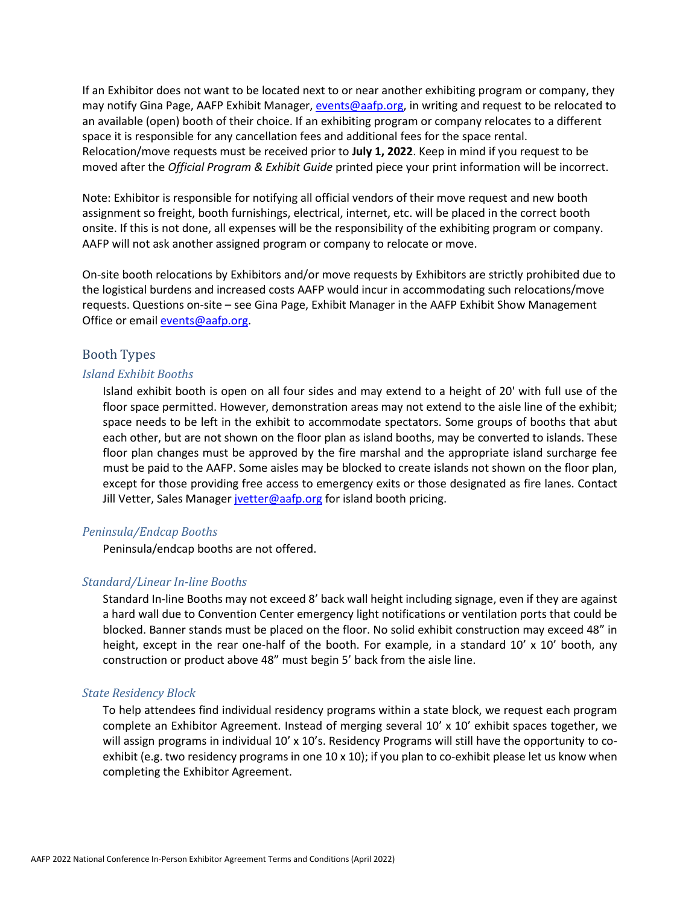If an Exhibitor does not want to be located next to or near another exhibiting program or company, they may notify Gina Page, AAFP Exhibit Manager, events@aafp.org, in writing and request to be relocated to an available (open) booth of their choice. If an exhibiting program or company relocates to a different space it is responsible for any cancellation fees and additional fees for the space rental. Relocation/move requests must be received prior to **July 1, 2022**. Keep in mind if you request to be moved after the *Official Program & Exhibit Guide* printed piece your print information will be incorrect.

Note: Exhibitor is responsible for notifying all official vendors of their move request and new booth assignment so freight, booth furnishings, electrical, internet, etc. will be placed in the correct booth onsite. If this is not done, all expenses will be the responsibility of the exhibiting program or company. AAFP will not ask another assigned program or company to relocate or move.

On-site booth relocations by Exhibitors and/or move requests by Exhibitors are strictly prohibited due to the logistical burdens and increased costs AAFP would incur in accommodating such relocations/move requests. Questions on-site – see Gina Page, Exhibit Manager in the AAFP Exhibit Show Management Office or email events@aafp.org.

## Booth Types

### *Island Exhibit Booths*

Island exhibit booth is open on all four sides and may extend to a height of 20' with full use of the floor space permitted. However, demonstration areas may not extend to the aisle line of the exhibit; space needs to be left in the exhibit to accommodate spectators. Some groups of booths that abut each other, but are not shown on the floor plan as island booths, may be converted to islands. These floor plan changes must be approved by the fire marshal and the appropriate island surcharge fee must be paid to the AAFP. Some aisles may be blocked to create islands not shown on the floor plan, except for those providing free access to emergency exits or those designated as fire lanes. Contact Jill Vetter, Sales Manager jvetter@aafp.org for island booth pricing.

### *Peninsula/Endcap Booths*

Peninsula/endcap booths are not offered.

### *Standard/Linear In-line Booths*

Standard In-line Booths may not exceed 8' back wall height including signage, even if they are against a hard wall due to Convention Center emergency light notifications or ventilation ports that could be blocked. Banner stands must be placed on the floor. No solid exhibit construction may exceed 48" in height, except in the rear one-half of the booth. For example, in a standard 10' x 10' booth, any construction or product above 48" must begin 5' back from the aisle line.

### *State Residency Block*

To help attendees find individual residency programs within a state block, we request each program complete an Exhibitor Agreement. Instead of merging several 10' x 10' exhibit spaces together, we will assign programs in individual 10' x 10's. Residency Programs will still have the opportunity to co-exhibit (e.g. two residency programs in one 10 x 10); if you plan to co-exhibit please let us know when completing the Exhibitor Agreement.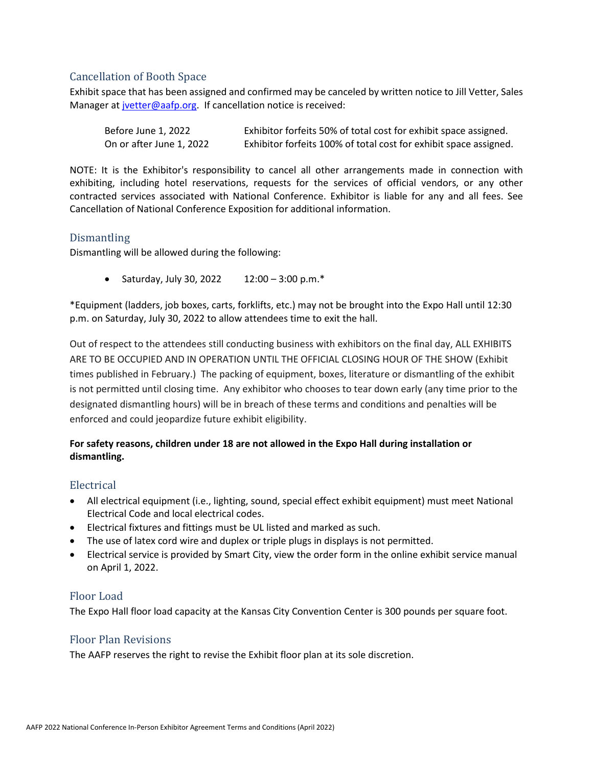## Cancellation of Booth Space

Exhibit space that has been assigned and confirmed may be canceled by written notice to Jill Vetter, Sales Manager at jvetter@aafp.org. If cancellation notice is received:

| | |
|---|---|
| Before June 1, 2022 | Exhibitor forfeits 50% of total cost for exhibit space assigned. |
| On or after June 1, 2022 | Exhibitor forfeits 100% of total cost for exhibit space assigned. |

NOTE: It is the Exhibitor's responsibility to cancel all other arrangements made in connection with exhibiting, including hotel reservations, requests for the services of official vendors, or any other contracted services associated with National Conference. Exhibitor is liable for any and all fees. See Cancellation of National Conference Exposition for additional information.

## Dismantling

Dismantling will be allowed during the following:

- Saturday, July 30, 2022 12:00 – 3:00 p.m.*

*Equipment (ladders, job boxes, carts, forklifts, etc.) may not be brought into the Expo Hall until 12:30 p.m. on Saturday, July 30, 2022 to allow attendees time to exit the hall.

Out of respect to the attendees still conducting business with exhibitors on the final day, ALL EXHIBITS ARE TO BE OCCUPIED AND IN OPERATION UNTIL THE OFFICIAL CLOSING HOUR OF THE SHOW (Exhibit times published in February.) The packing of equipment, boxes, literature or dismantling of the exhibit is not permitted until closing time. Any exhibitor who chooses to tear down early (any time prior to the designated dismantling hours) will be in breach of these terms and conditions and penalties will be enforced and could jeopardize future exhibit eligibility.

**For safety reasons, children under 18 are not allowed in the Expo Hall during installation or dismantling.**

## Electrical

- All electrical equipment (i.e., lighting, sound, special effect exhibit equipment) must meet National Electrical Code and local electrical codes.
- Electrical fixtures and fittings must be UL listed and marked as such.
- The use of latex cord wire and duplex or triple plugs in displays is not permitted.
- Electrical service is provided by Smart City, view the order form in the online exhibit service manual on April 1, 2022.

## Floor Load

The Expo Hall floor load capacity at the Kansas City Convention Center is 300 pounds per square foot.

## Floor Plan Revisions

The AAFP reserves the right to revise the Exhibit floor plan at its sole discretion.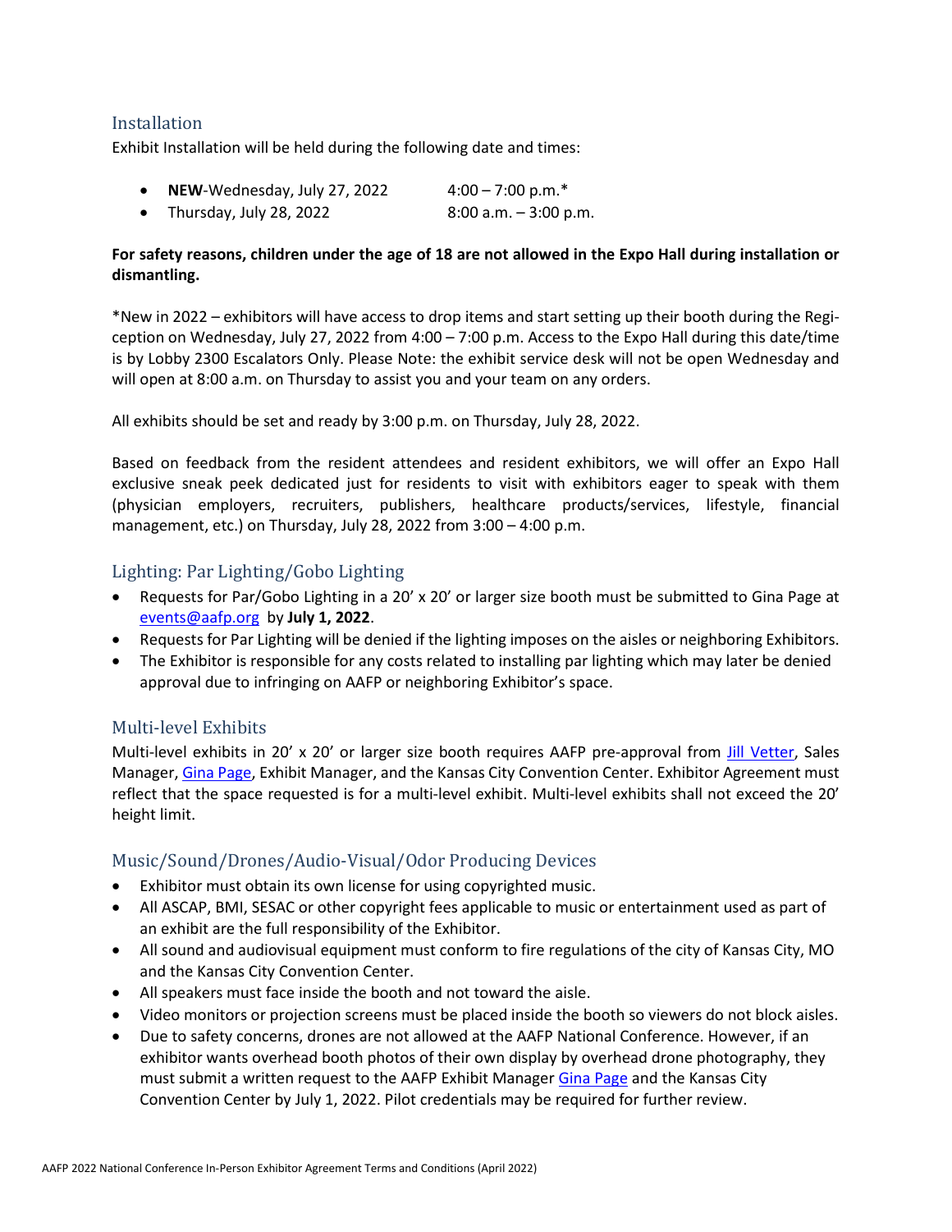## Installation

Exhibit Installation will be held during the following date and times:

- **NEW**-Wednesday, July 27, 2022 4:00 – 7:00 p.m.*
- Thursday, July 28, 2022 8:00 a.m. – 3:00 p.m.

**For safety reasons, children under the age of 18 are not allowed in the Expo Hall during installation or dismantling.**

*New in 2022 – exhibitors will have access to drop items and start setting up their booth during the Regi-ception on Wednesday, July 27, 2022 from 4:00 – 7:00 p.m. Access to the Expo Hall during this date/time is by Lobby 2300 Escalators Only. Please Note: the exhibit service desk will not be open Wednesday and will open at 8:00 a.m. on Thursday to assist you and your team on any orders.

All exhibits should be set and ready by 3:00 p.m. on Thursday, July 28, 2022.

Based on feedback from the resident attendees and resident exhibitors, we will offer an Expo Hall exclusive sneak peek dedicated just for residents to visit with exhibitors eager to speak with them (physician employers, recruiters, publishers, healthcare products/services, lifestyle, financial management, etc.) on Thursday, July 28, 2022 from 3:00 – 4:00 p.m.

## Lighting: Par Lighting/Gobo Lighting

- Requests for Par/Gobo Lighting in a 20' x 20' or larger size booth must be submitted to Gina Page at events@aafp.org by **July 1, 2022**.
- Requests for Par Lighting will be denied if the lighting imposes on the aisles or neighboring Exhibitors.
- The Exhibitor is responsible for any costs related to installing par lighting which may later be denied approval due to infringing on AAFP or neighboring Exhibitor's space.

## Multi-level Exhibits

Multi-level exhibits in 20' x 20' or larger size booth requires AAFP pre-approval from Jill Vetter, Sales Manager, Gina Page, Exhibit Manager, and the Kansas City Convention Center. Exhibitor Agreement must reflect that the space requested is for a multi-level exhibit. Multi-level exhibits shall not exceed the 20' height limit.

## Music/Sound/Drones/Audio-Visual/Odor Producing Devices

- Exhibitor must obtain its own license for using copyrighted music.
- All ASCAP, BMI, SESAC or other copyright fees applicable to music or entertainment used as part of an exhibit are the full responsibility of the Exhibitor.
- All sound and audiovisual equipment must conform to fire regulations of the city of Kansas City, MO and the Kansas City Convention Center.
- All speakers must face inside the booth and not toward the aisle.
- Video monitors or projection screens must be placed inside the booth so viewers do not block aisles.
- Due to safety concerns, drones are not allowed at the AAFP National Conference. However, if an exhibitor wants overhead booth photos of their own display by overhead drone photography, they must submit a written request to the AAFP Exhibit Manager Gina Page and the Kansas City Convention Center by July 1, 2022. Pilot credentials may be required for further review.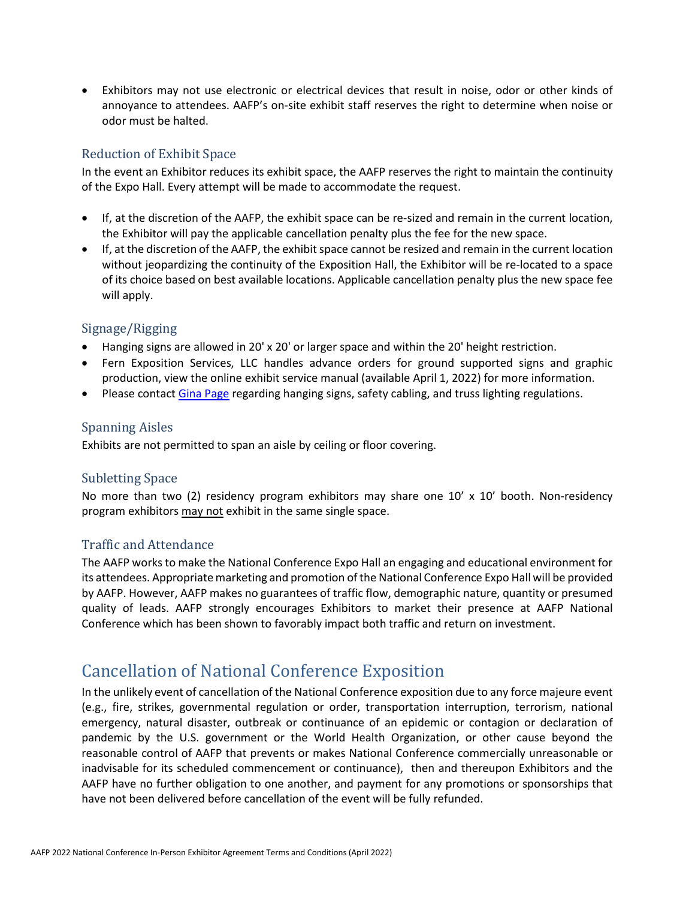- Exhibitors may not use electronic or electrical devices that result in noise, odor or other kinds of annoyance to attendees. AAFP's on-site exhibit staff reserves the right to determine when noise or odor must be halted.

### Reduction of Exhibit Space

In the event an Exhibitor reduces its exhibit space, the AAFP reserves the right to maintain the continuity of the Expo Hall. Every attempt will be made to accommodate the request.

- If, at the discretion of the AAFP, the exhibit space can be re-sized and remain in the current location, the Exhibitor will pay the applicable cancellation penalty plus the fee for the new space.
- If, at the discretion of the AAFP, the exhibit space cannot be resized and remain in the current location without jeopardizing the continuity of the Exposition Hall, the Exhibitor will be re-located to a space of its choice based on best available locations. Applicable cancellation penalty plus the new space fee will apply.

### Signage/Rigging

- Hanging signs are allowed in 20' x 20' or larger space and within the 20' height restriction.
- Fern Exposition Services, LLC handles advance orders for ground supported signs and graphic production, view the online exhibit service manual (available April 1, 2022) for more information.
- Please contact Gina Page regarding hanging signs, safety cabling, and truss lighting regulations.

### Spanning Aisles

Exhibits are not permitted to span an aisle by ceiling or floor covering.

### Subletting Space

No more than two (2) residency program exhibitors may share one 10' x 10' booth. Non-residency program exhibitors may not exhibit in the same single space.

### Traffic and Attendance

The AAFP works to make the National Conference Expo Hall an engaging and educational environment for its attendees. Appropriate marketing and promotion of the National Conference Expo Hall will be provided by AAFP. However, AAFP makes no guarantees of traffic flow, demographic nature, quantity or presumed quality of leads. AAFP strongly encourages Exhibitors to market their presence at AAFP National Conference which has been shown to favorably impact both traffic and return on investment.

## Cancellation of National Conference Exposition

In the unlikely event of cancellation of the National Conference exposition due to any force majeure event (e.g., fire, strikes, governmental regulation or order, transportation interruption, terrorism, national emergency, natural disaster, outbreak or continuance of an epidemic or contagion or declaration of pandemic by the U.S. government or the World Health Organization, or other cause beyond the reasonable control of AAFP that prevents or makes National Conference commercially unreasonable or inadvisable for its scheduled commencement or continuance), then and thereupon Exhibitors and the AAFP have no further obligation to one another, and payment for any promotions or sponsorships that have not been delivered before cancellation of the event will be fully refunded.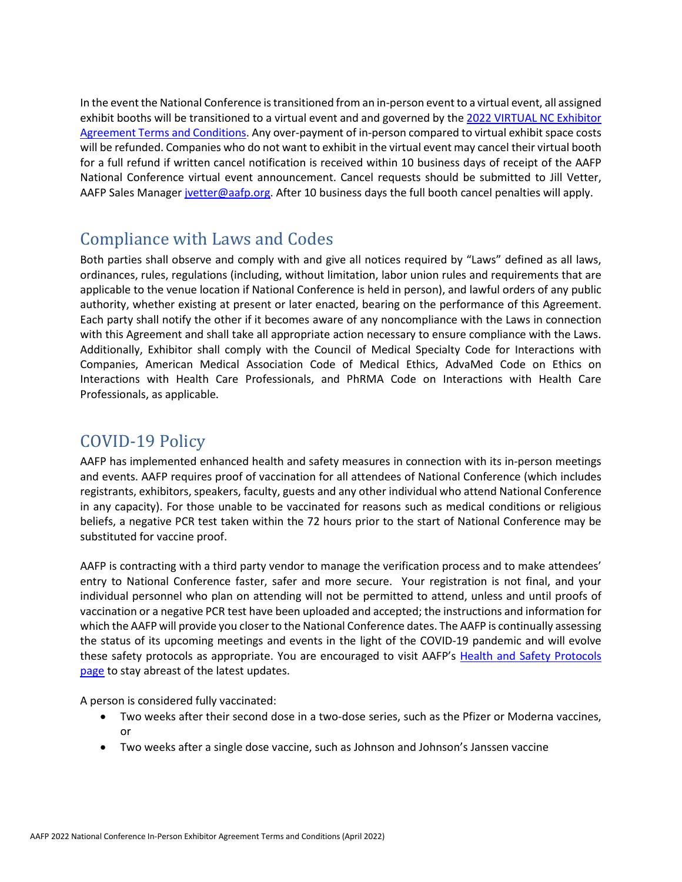In the event the National Conference is transitioned from an in-person event to a virtual event, all assigned exhibit booths will be transitioned to a virtual event and and governed by the 2022 VIRTUAL NC Exhibitor Agreement Terms and Conditions. Any over-payment of in-person compared to virtual exhibit space costs will be refunded. Companies who do not want to exhibit in the virtual event may cancel their virtual booth for a full refund if written cancel notification is received within 10 business days of receipt of the AAFP National Conference virtual event announcement. Cancel requests should be submitted to Jill Vetter, AAFP Sales Manager jvetter@aafp.org. After 10 business days the full booth cancel penalties will apply.

## Compliance with Laws and Codes

Both parties shall observe and comply with and give all notices required by "Laws" defined as all laws, ordinances, rules, regulations (including, without limitation, labor union rules and requirements that are applicable to the venue location if National Conference is held in person), and lawful orders of any public authority, whether existing at present or later enacted, bearing on the performance of this Agreement. Each party shall notify the other if it becomes aware of any noncompliance with the Laws in connection with this Agreement and shall take all appropriate action necessary to ensure compliance with the Laws. Additionally, Exhibitor shall comply with the Council of Medical Specialty Code for Interactions with Companies, American Medical Association Code of Medical Ethics, AdvaMed Code on Ethics on Interactions with Health Care Professionals, and PhRMA Code on Interactions with Health Care Professionals, as applicable.

## COVID-19 Policy

AAFP has implemented enhanced health and safety measures in connection with its in-person meetings and events. AAFP requires proof of vaccination for all attendees of National Conference (which includes registrants, exhibitors, speakers, faculty, guests and any other individual who attend National Conference in any capacity). For those unable to be vaccinated for reasons such as medical conditions or religious beliefs, a negative PCR test taken within the 72 hours prior to the start of National Conference may be substituted for vaccine proof.

AAFP is contracting with a third party vendor to manage the verification process and to make attendees' entry to National Conference faster, safer and more secure. Your registration is not final, and your individual personnel who plan on attending will not be permitted to attend, unless and until proofs of vaccination or a negative PCR test have been uploaded and accepted; the instructions and information for which the AAFP will provide you closer to the National Conference dates. The AAFP is continually assessing the status of its upcoming meetings and events in the light of the COVID-19 pandemic and will evolve these safety protocols as appropriate. You are encouraged to visit AAFP's Health and Safety Protocols page to stay abreast of the latest updates.

A person is considered fully vaccinated:

- Two weeks after their second dose in a two-dose series, such as the Pfizer or Moderna vaccines, or
- Two weeks after a single dose vaccine, such as Johnson and Johnson's Janssen vaccine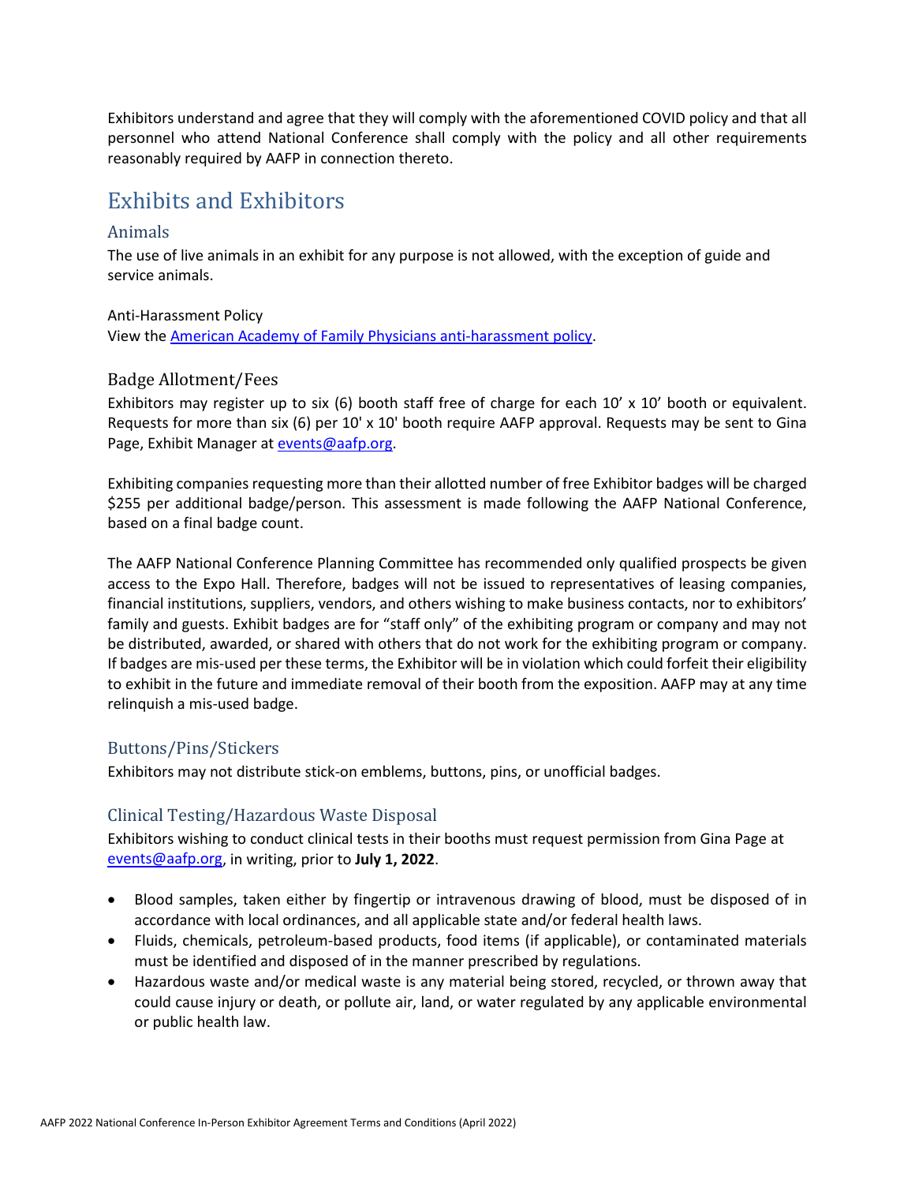Exhibitors understand and agree that they will comply with the aforementioned COVID policy and that all personnel who attend National Conference shall comply with the policy and all other requirements reasonably required by AAFP in connection thereto.

# Exhibits and Exhibitors

## Animals

The use of live animals in an exhibit for any purpose is not allowed, with the exception of guide and service animals.

Anti-Harassment Policy

View the [American Academy of Family Physicians anti-harassment policy](American Academy of Family Physicians anti-harassment policy).

## Badge Allotment/Fees

Exhibitors may register up to six (6) booth staff free of charge for each 10' x 10' booth or equivalent. Requests for more than six (6) per 10' x 10' booth require AAFP approval. Requests may be sent to Gina Page, Exhibit Manager at events@aafp.org.

Exhibiting companies requesting more than their allotted number of free Exhibitor badges will be charged $255 per additional badge/person. This assessment is made following the AAFP National Conference, based on a final badge count.

The AAFP National Conference Planning Committee has recommended only qualified prospects be given access to the Expo Hall. Therefore, badges will not be issued to representatives of leasing companies, financial institutions, suppliers, vendors, and others wishing to make business contacts, nor to exhibitors' family and guests. Exhibit badges are for "staff only" of the exhibiting program or company and may not be distributed, awarded, or shared with others that do not work for the exhibiting program or company. If badges are mis-used per these terms, the Exhibitor will be in violation which could forfeit their eligibility to exhibit in the future and immediate removal of their booth from the exposition. AAFP may at any time relinquish a mis-used badge.

## Buttons/Pins/Stickers

Exhibitors may not distribute stick-on emblems, buttons, pins, or unofficial badges.

## Clinical Testing/Hazardous Waste Disposal

Exhibitors wishing to conduct clinical tests in their booths must request permission from Gina Page at events@aafp.org, in writing, prior to **July 1, 2022**.

- Blood samples, taken either by fingertip or intravenous drawing of blood, must be disposed of in accordance with local ordinances, and all applicable state and/or federal health laws.
- Fluids, chemicals, petroleum-based products, food items (if applicable), or contaminated materials must be identified and disposed of in the manner prescribed by regulations.
- Hazardous waste and/or medical waste is any material being stored, recycled, or thrown away that could cause injury or death, or pollute air, land, or water regulated by any applicable environmental or public health law.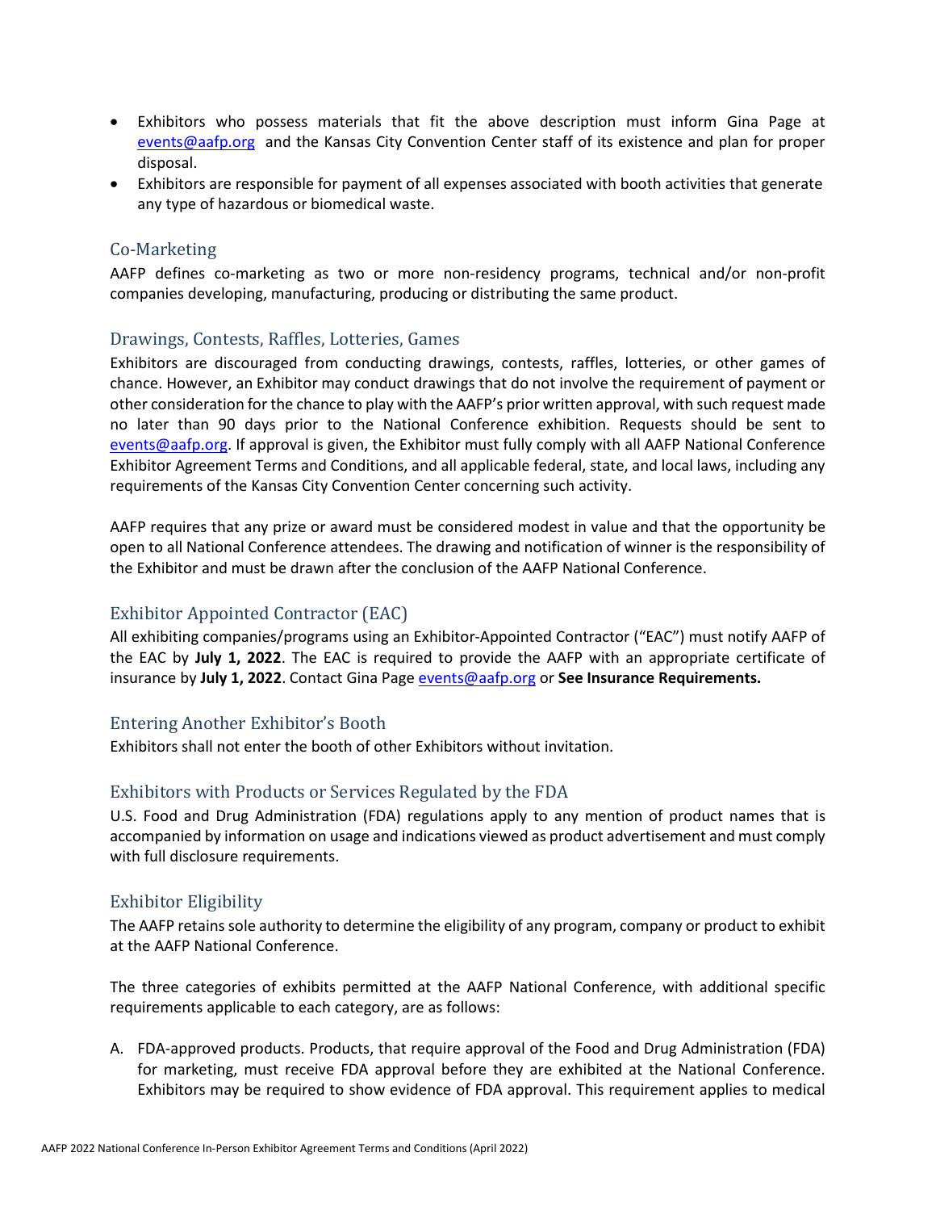- Exhibitors who possess materials that fit the above description must inform Gina Page at events@aafp.org and the Kansas City Convention Center staff of its existence and plan for proper disposal.
- Exhibitors are responsible for payment of all expenses associated with booth activities that generate any type of hazardous or biomedical waste.

## Co-Marketing

AAFP defines co-marketing as two or more non-residency programs, technical and/or non-profit companies developing, manufacturing, producing or distributing the same product.

## Drawings, Contests, Raffles, Lotteries, Games

Exhibitors are discouraged from conducting drawings, contests, raffles, lotteries, or other games of chance. However, an Exhibitor may conduct drawings that do not involve the requirement of payment or other consideration for the chance to play with the AAFP's prior written approval, with such request made no later than 90 days prior to the National Conference exhibition. Requests should be sent to events@aafp.org. If approval is given, the Exhibitor must fully comply with all AAFP National Conference Exhibitor Agreement Terms and Conditions, and all applicable federal, state, and local laws, including any requirements of the Kansas City Convention Center concerning such activity.

AAFP requires that any prize or award must be considered modest in value and that the opportunity be open to all National Conference attendees. The drawing and notification of winner is the responsibility of the Exhibitor and must be drawn after the conclusion of the AAFP National Conference.

## Exhibitor Appointed Contractor (EAC)

All exhibiting companies/programs using an Exhibitor-Appointed Contractor ("EAC") must notify AAFP of the EAC by **July 1, 2022**. The EAC is required to provide the AAFP with an appropriate certificate of insurance by **July 1, 2022**. Contact Gina Page events@aafp.org or **See Insurance Requirements.**

## Entering Another Exhibitor's Booth

Exhibitors shall not enter the booth of other Exhibitors without invitation.

## Exhibitors with Products or Services Regulated by the FDA

U.S. Food and Drug Administration (FDA) regulations apply to any mention of product names that is accompanied by information on usage and indications viewed as product advertisement and must comply with full disclosure requirements.

## Exhibitor Eligibility

The AAFP retains sole authority to determine the eligibility of any program, company or product to exhibit at the AAFP National Conference.

The three categories of exhibits permitted at the AAFP National Conference, with additional specific requirements applicable to each category, are as follows:

A. FDA-approved products. Products, that require approval of the Food and Drug Administration (FDA) for marketing, must receive FDA approval before they are exhibited at the National Conference. Exhibitors may be required to show evidence of FDA approval. This requirement applies to medical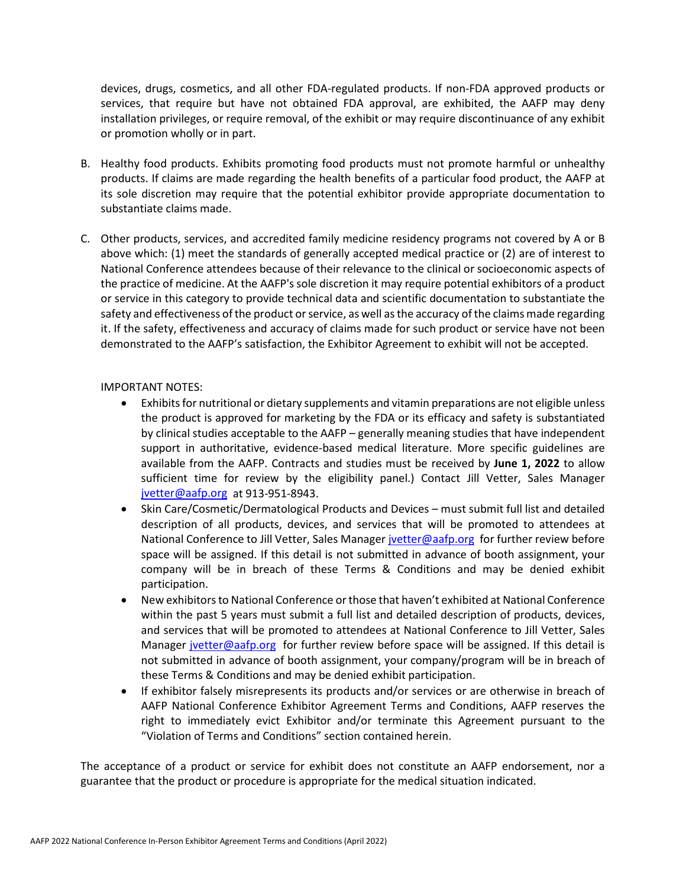devices, drugs, cosmetics, and all other FDA-regulated products. If non-FDA approved products or services, that require but have not obtained FDA approval, are exhibited, the AAFP may deny installation privileges, or require removal, of the exhibit or may require discontinuance of any exhibit or promotion wholly or in part.

B. Healthy food products. Exhibits promoting food products must not promote harmful or unhealthy products. If claims are made regarding the health benefits of a particular food product, the AAFP at its sole discretion may require that the potential exhibitor provide appropriate documentation to substantiate claims made.

C. Other products, services, and accredited family medicine residency programs not covered by A or B above which: (1) meet the standards of generally accepted medical practice or (2) are of interest to National Conference attendees because of their relevance to the clinical or socioeconomic aspects of the practice of medicine. At the AAFP's sole discretion it may require potential exhibitors of a product or service in this category to provide technical data and scientific documentation to substantiate the safety and effectiveness of the product or service, as well as the accuracy of the claims made regarding it. If the safety, effectiveness and accuracy of claims made for such product or service have not been demonstrated to the AAFP's satisfaction, the Exhibitor Agreement to exhibit will not be accepted.

IMPORTANT NOTES:

- Exhibits for nutritional or dietary supplements and vitamin preparations are not eligible unless the product is approved for marketing by the FDA or its efficacy and safety is substantiated by clinical studies acceptable to the AAFP – generally meaning studies that have independent support in authoritative, evidence-based medical literature. More specific guidelines are available from the AAFP. Contracts and studies must be received by **June 1, 2022** to allow sufficient time for review by the eligibility panel.) Contact Jill Vetter, Sales Manager jvetter@aafp.org at 913-951-8943.
- Skin Care/Cosmetic/Dermatological Products and Devices – must submit full list and detailed description of all products, devices, and services that will be promoted to attendees at National Conference to Jill Vetter, Sales Manager jvetter@aafp.org for further review before space will be assigned. If this detail is not submitted in advance of booth assignment, your company will be in breach of these Terms & Conditions and may be denied exhibit participation.
- New exhibitors to National Conference or those that haven't exhibited at National Conference within the past 5 years must submit a full list and detailed description of products, devices, and services that will be promoted to attendees at National Conference to Jill Vetter, Sales Manager jvetter@aafp.org for further review before space will be assigned. If this detail is not submitted in advance of booth assignment, your company/program will be in breach of these Terms & Conditions and may be denied exhibit participation.
- If exhibitor falsely misrepresents its products and/or services or are otherwise in breach of AAFP National Conference Exhibitor Agreement Terms and Conditions, AAFP reserves the right to immediately evict Exhibitor and/or terminate this Agreement pursuant to the "Violation of Terms and Conditions" section contained herein.

The acceptance of a product or service for exhibit does not constitute an AAFP endorsement, nor a guarantee that the product or procedure is appropriate for the medical situation indicated.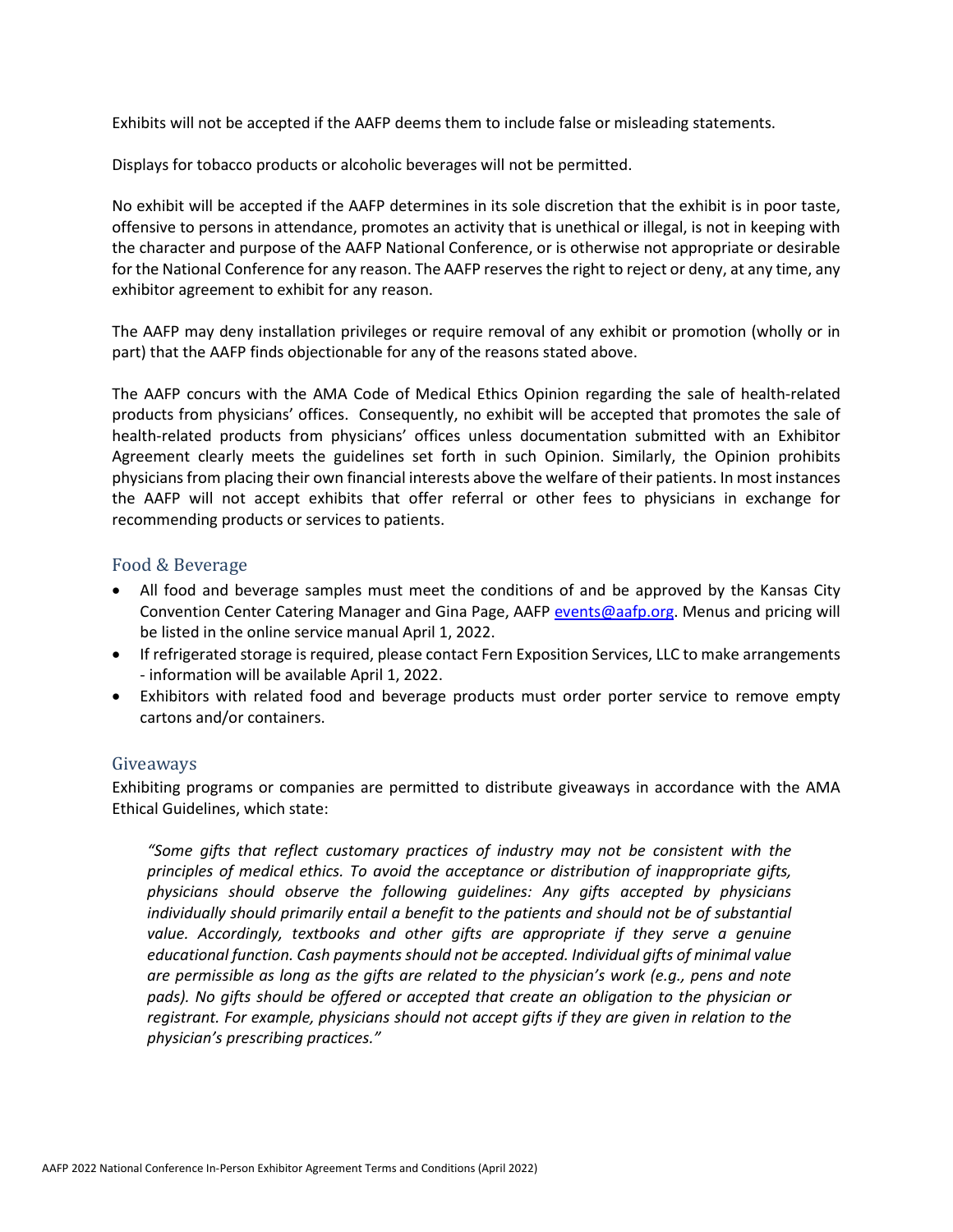Exhibits will not be accepted if the AAFP deems them to include false or misleading statements.

Displays for tobacco products or alcoholic beverages will not be permitted.

No exhibit will be accepted if the AAFP determines in its sole discretion that the exhibit is in poor taste, offensive to persons in attendance, promotes an activity that is unethical or illegal, is not in keeping with the character and purpose of the AAFP National Conference, or is otherwise not appropriate or desirable for the National Conference for any reason. The AAFP reserves the right to reject or deny, at any time, any exhibitor agreement to exhibit for any reason.

The AAFP may deny installation privileges or require removal of any exhibit or promotion (wholly or in part) that the AAFP finds objectionable for any of the reasons stated above.

The AAFP concurs with the AMA Code of Medical Ethics Opinion regarding the sale of health-related products from physicians' offices. Consequently, no exhibit will be accepted that promotes the sale of health-related products from physicians' offices unless documentation submitted with an Exhibitor Agreement clearly meets the guidelines set forth in such Opinion. Similarly, the Opinion prohibits physicians from placing their own financial interests above the welfare of their patients. In most instances the AAFP will not accept exhibits that offer referral or other fees to physicians in exchange for recommending products or services to patients.

## Food & Beverage

- All food and beverage samples must meet the conditions of and be approved by the Kansas City Convention Center Catering Manager and Gina Page, AAFP events@aafp.org. Menus and pricing will be listed in the online service manual April 1, 2022.
- If refrigerated storage is required, please contact Fern Exposition Services, LLC to make arrangements - information will be available April 1, 2022.
- Exhibitors with related food and beverage products must order porter service to remove empty cartons and/or containers.

## Giveaways

Exhibiting programs or companies are permitted to distribute giveaways in accordance with the AMA Ethical Guidelines, which state:

> *"Some gifts that reflect customary practices of industry may not be consistent with the principles of medical ethics. To avoid the acceptance or distribution of inappropriate gifts, physicians should observe the following guidelines: Any gifts accepted by physicians individually should primarily entail a benefit to the patients and should not be of substantial value. Accordingly, textbooks and other gifts are appropriate if they serve a genuine educational function. Cash payments should not be accepted. Individual gifts of minimal value are permissible as long as the gifts are related to the physician's work (e.g., pens and note pads). No gifts should be offered or accepted that create an obligation to the physician or registrant. For example, physicians should not accept gifts if they are given in relation to the physician's prescribing practices."*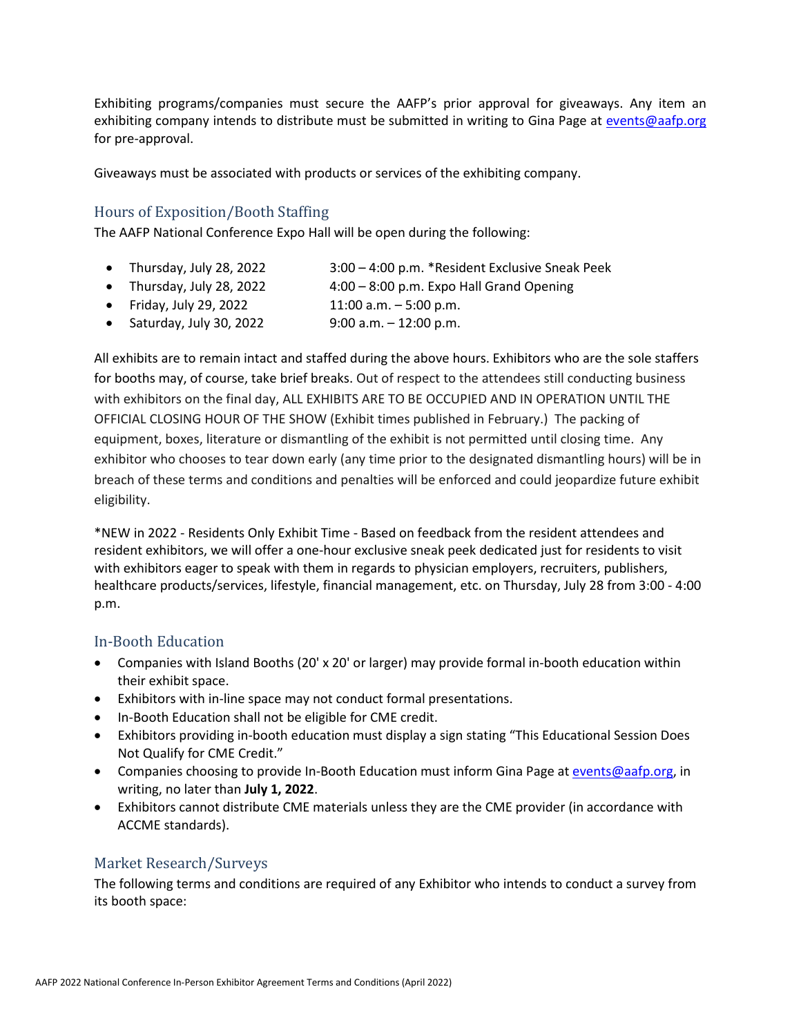Exhibiting programs/companies must secure the AAFP's prior approval for giveaways. Any item an exhibiting company intends to distribute must be submitted in writing to Gina Page at events@aafp.org for pre-approval.

Giveaways must be associated with products or services of the exhibiting company.

## Hours of Exposition/Booth Staffing

The AAFP National Conference Expo Hall will be open during the following:

- Thursday, July 28, 2022 — 3:00 – 4:00 p.m. *Resident Exclusive Sneak Peek
- Thursday, July 28, 2022 — 4:00 – 8:00 p.m. Expo Hall Grand Opening
- Friday, July 29, 2022 — 11:00 a.m. – 5:00 p.m.
- Saturday, July 30, 2022 — 9:00 a.m. – 12:00 p.m.

All exhibits are to remain intact and staffed during the above hours. Exhibitors who are the sole staffers for booths may, of course, take brief breaks. Out of respect to the attendees still conducting business with exhibitors on the final day, ALL EXHIBITS ARE TO BE OCCUPIED AND IN OPERATION UNTIL THE OFFICIAL CLOSING HOUR OF THE SHOW (Exhibit times published in February.) The packing of equipment, boxes, literature or dismantling of the exhibit is not permitted until closing time. Any exhibitor who chooses to tear down early (any time prior to the designated dismantling hours) will be in breach of these terms and conditions and penalties will be enforced and could jeopardize future exhibit eligibility.

*NEW in 2022 - Residents Only Exhibit Time - Based on feedback from the resident attendees and resident exhibitors, we will offer a one-hour exclusive sneak peek dedicated just for residents to visit with exhibitors eager to speak with them in regards to physician employers, recruiters, publishers, healthcare products/services, lifestyle, financial management, etc. on Thursday, July 28 from 3:00 - 4:00 p.m.

## In-Booth Education

- Companies with Island Booths (20' x 20' or larger) may provide formal in-booth education within their exhibit space.
- Exhibitors with in-line space may not conduct formal presentations.
- In-Booth Education shall not be eligible for CME credit.
- Exhibitors providing in-booth education must display a sign stating "This Educational Session Does Not Qualify for CME Credit."
- Companies choosing to provide In-Booth Education must inform Gina Page at events@aafp.org, in writing, no later than **July 1, 2022**.
- Exhibitors cannot distribute CME materials unless they are the CME provider (in accordance with ACCME standards).

## Market Research/Surveys

The following terms and conditions are required of any Exhibitor who intends to conduct a survey from its booth space: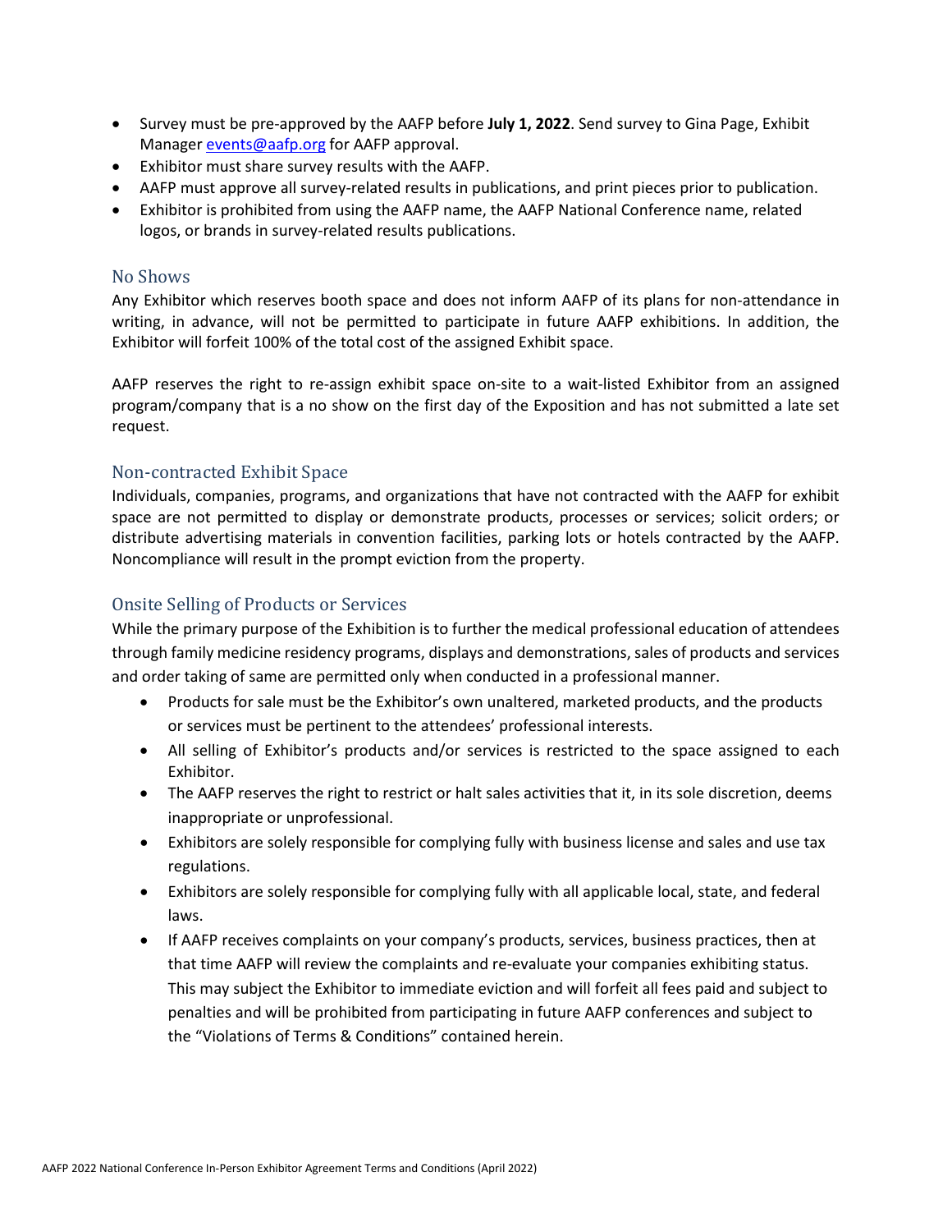- Survey must be pre-approved by the AAFP before **July 1, 2022**. Send survey to Gina Page, Exhibit Manager events@aafp.org for AAFP approval.
- Exhibitor must share survey results with the AAFP.
- AAFP must approve all survey-related results in publications, and print pieces prior to publication.
- Exhibitor is prohibited from using the AAFP name, the AAFP National Conference name, related logos, or brands in survey-related results publications.

## No Shows

Any Exhibitor which reserves booth space and does not inform AAFP of its plans for non-attendance in writing, in advance, will not be permitted to participate in future AAFP exhibitions. In addition, the Exhibitor will forfeit 100% of the total cost of the assigned Exhibit space.

AAFP reserves the right to re-assign exhibit space on-site to a wait-listed Exhibitor from an assigned program/company that is a no show on the first day of the Exposition and has not submitted a late set request.

## Non-contracted Exhibit Space

Individuals, companies, programs, and organizations that have not contracted with the AAFP for exhibit space are not permitted to display or demonstrate products, processes or services; solicit orders; or distribute advertising materials in convention facilities, parking lots or hotels contracted by the AAFP. Noncompliance will result in the prompt eviction from the property.

## Onsite Selling of Products or Services

While the primary purpose of the Exhibition is to further the medical professional education of attendees through family medicine residency programs, displays and demonstrations, sales of products and services and order taking of same are permitted only when conducted in a professional manner.

- Products for sale must be the Exhibitor's own unaltered, marketed products, and the products or services must be pertinent to the attendees' professional interests.
- All selling of Exhibitor's products and/or services is restricted to the space assigned to each Exhibitor.
- The AAFP reserves the right to restrict or halt sales activities that it, in its sole discretion, deems inappropriate or unprofessional.
- Exhibitors are solely responsible for complying fully with business license and sales and use tax regulations.
- Exhibitors are solely responsible for complying fully with all applicable local, state, and federal laws.
- If AAFP receives complaints on your company's products, services, business practices, then at that time AAFP will review the complaints and re-evaluate your companies exhibiting status. This may subject the Exhibitor to immediate eviction and will forfeit all fees paid and subject to penalties and will be prohibited from participating in future AAFP conferences and subject to the "Violations of Terms & Conditions" contained herein.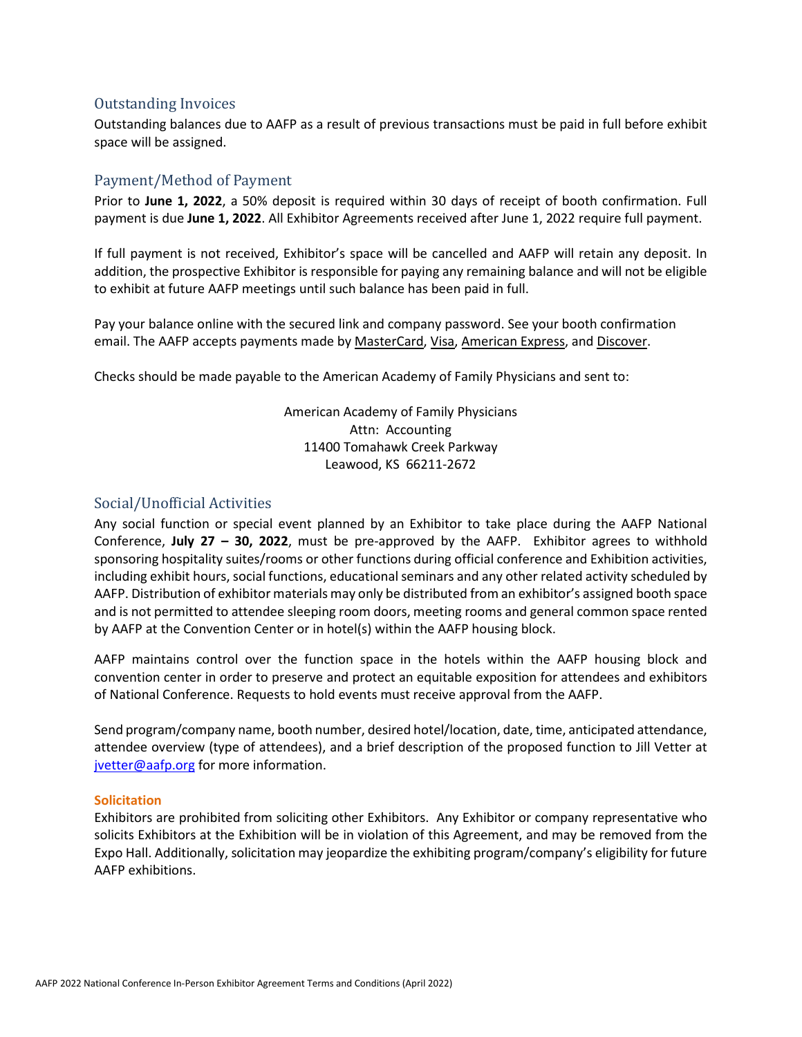## Outstanding Invoices

Outstanding balances due to AAFP as a result of previous transactions must be paid in full before exhibit space will be assigned.

## Payment/Method of Payment

Prior to **June 1, 2022**, a 50% deposit is required within 30 days of receipt of booth confirmation. Full payment is due **June 1, 2022**. All Exhibitor Agreements received after June 1, 2022 require full payment.

If full payment is not received, Exhibitor's space will be cancelled and AAFP will retain any deposit. In addition, the prospective Exhibitor is responsible for paying any remaining balance and will not be eligible to exhibit at future AAFP meetings until such balance has been paid in full.

Pay your balance online with the secured link and company password. See your booth confirmation email. The AAFP accepts payments made by MasterCard, Visa, American Express, and Discover.

Checks should be made payable to the American Academy of Family Physicians and sent to:

American Academy of Family Physicians
Attn: Accounting
11400 Tomahawk Creek Parkway
Leawood, KS 66211-2672

## Social/Unofficial Activities

Any social function or special event planned by an Exhibitor to take place during the AAFP National Conference, **July 27 – 30, 2022**, must be pre-approved by the AAFP. Exhibitor agrees to withhold sponsoring hospitality suites/rooms or other functions during official conference and Exhibition activities, including exhibit hours, social functions, educational seminars and any other related activity scheduled by AAFP. Distribution of exhibitor materials may only be distributed from an exhibitor's assigned booth space and is not permitted to attendee sleeping room doors, meeting rooms and general common space rented by AAFP at the Convention Center or in hotel(s) within the AAFP housing block.

AAFP maintains control over the function space in the hotels within the AAFP housing block and convention center in order to preserve and protect an equitable exposition for attendees and exhibitors of National Conference. Requests to hold events must receive approval from the AAFP.

Send program/company name, booth number, desired hotel/location, date, time, anticipated attendance, attendee overview (type of attendees), and a brief description of the proposed function to Jill Vetter at jvetter@aafp.org for more information.

### Solicitation

Exhibitors are prohibited from soliciting other Exhibitors. Any Exhibitor or company representative who solicits Exhibitors at the Exhibition will be in violation of this Agreement, and may be removed from the Expo Hall. Additionally, solicitation may jeopardize the exhibiting program/company's eligibility for future AAFP exhibitions.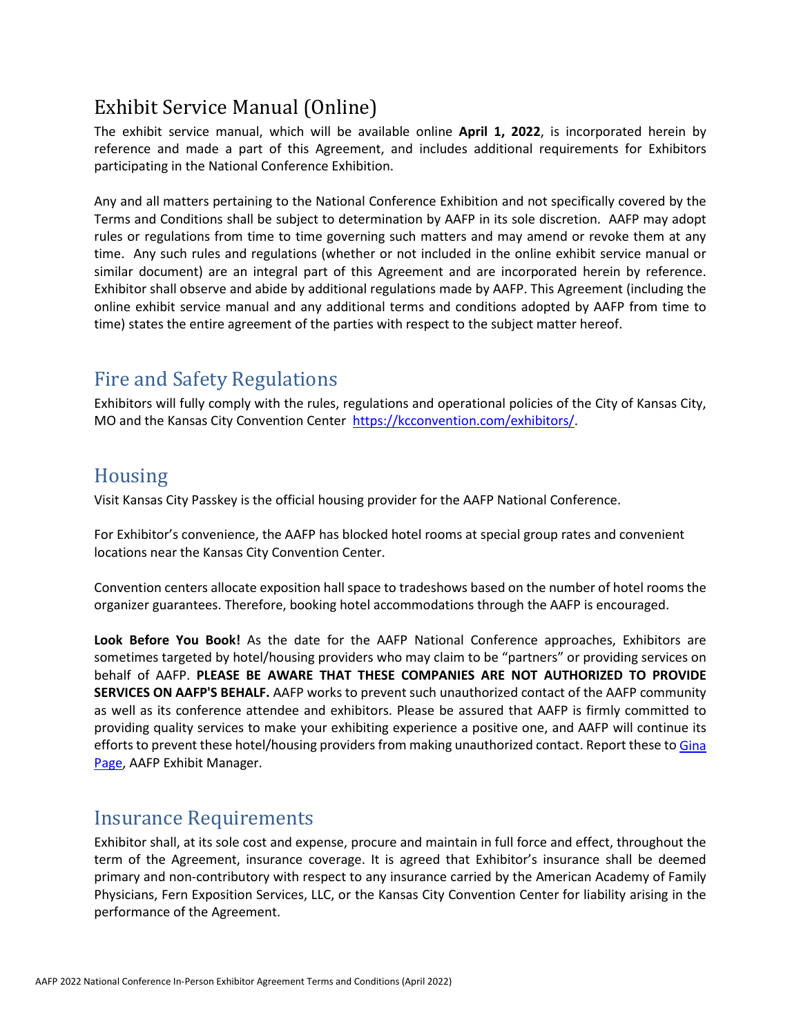## Exhibit Service Manual (Online)

The exhibit service manual, which will be available online **April 1, 2022**, is incorporated herein by reference and made a part of this Agreement, and includes additional requirements for Exhibitors participating in the National Conference Exhibition.

Any and all matters pertaining to the National Conference Exhibition and not specifically covered by the Terms and Conditions shall be subject to determination by AAFP in its sole discretion. AAFP may adopt rules or regulations from time to time governing such matters and may amend or revoke them at any time. Any such rules and regulations (whether or not included in the online exhibit service manual or similar document) are an integral part of this Agreement and are incorporated herein by reference. Exhibitor shall observe and abide by additional regulations made by AAFP. This Agreement (including the online exhibit service manual and any additional terms and conditions adopted by AAFP from time to time) states the entire agreement of the parties with respect to the subject matter hereof.

## Fire and Safety Regulations

Exhibitors will fully comply with the rules, regulations and operational policies of the City of Kansas City, MO and the Kansas City Convention Center [https://kcconvention.com/exhibitors/](https://kcconvention.com/exhibitors/).

## Housing

Visit Kansas City Passkey is the official housing provider for the AAFP National Conference.

For Exhibitor's convenience, the AAFP has blocked hotel rooms at special group rates and convenient locations near the Kansas City Convention Center.

Convention centers allocate exposition hall space to tradeshows based on the number of hotel rooms the organizer guarantees. Therefore, booking hotel accommodations through the AAFP is encouraged.

**Look Before You Book!** As the date for the AAFP National Conference approaches, Exhibitors are sometimes targeted by hotel/housing providers who may claim to be "partners" or providing services on behalf of AAFP. **PLEASE BE AWARE THAT THESE COMPANIES ARE NOT AUTHORIZED TO PROVIDE SERVICES ON AAFP'S BEHALF.** AAFP works to prevent such unauthorized contact of the AAFP community as well as its conference attendee and exhibitors. Please be assured that AAFP is firmly committed to providing quality services to make your exhibiting experience a positive one, and AAFP will continue its efforts to prevent these hotel/housing providers from making unauthorized contact. Report these to Gina Page, AAFP Exhibit Manager.

## Insurance Requirements

Exhibitor shall, at its sole cost and expense, procure and maintain in full force and effect, throughout the term of the Agreement, insurance coverage. It is agreed that Exhibitor's insurance shall be deemed primary and non-contributory with respect to any insurance carried by the American Academy of Family Physicians, Fern Exposition Services, LLC, or the Kansas City Convention Center for liability arising in the performance of the Agreement.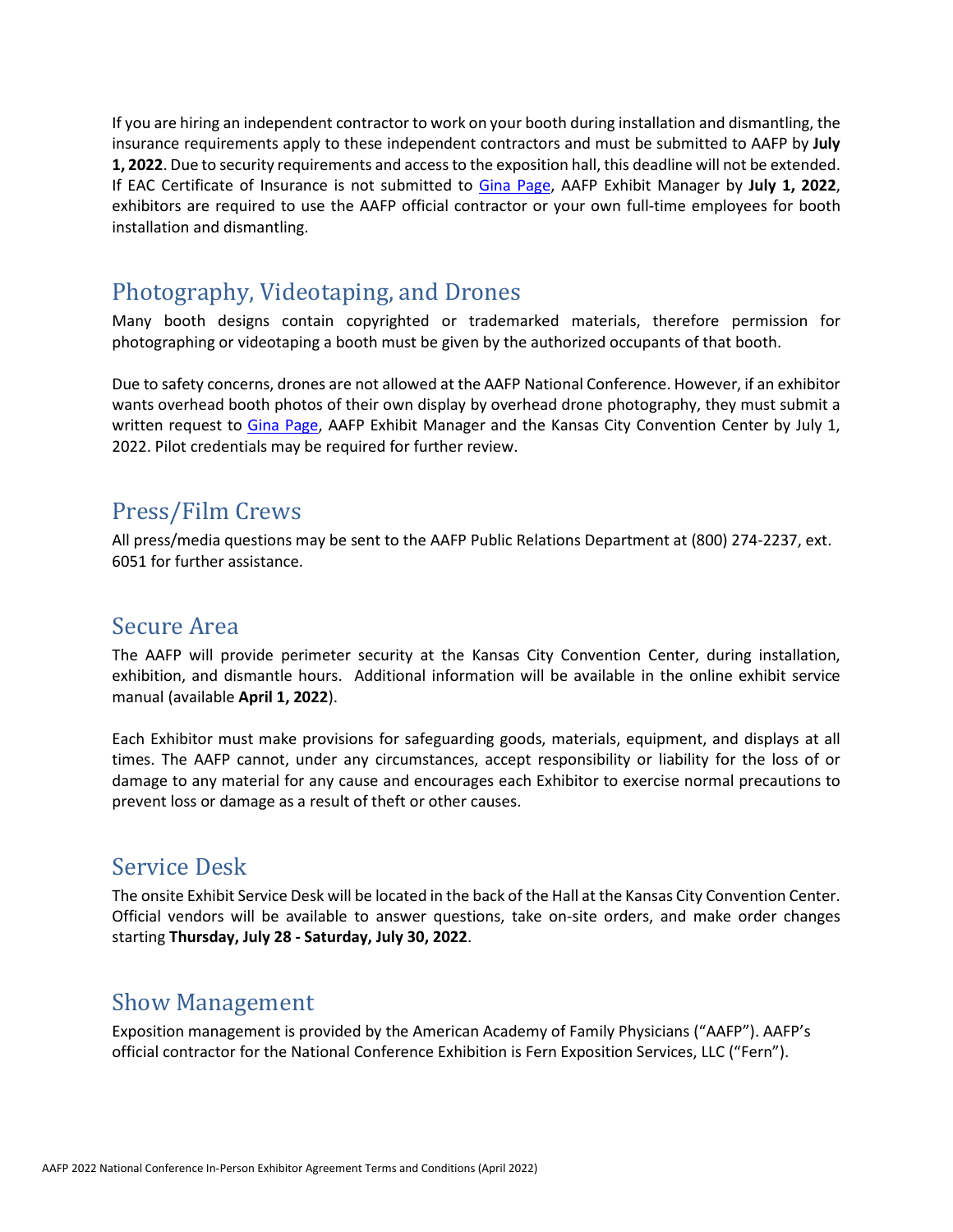If you are hiring an independent contractor to work on your booth during installation and dismantling, the insurance requirements apply to these independent contractors and must be submitted to AAFP by **July 1, 2022**. Due to security requirements and access to the exposition hall, this deadline will not be extended. If EAC Certificate of Insurance is not submitted to Gina Page, AAFP Exhibit Manager by **July 1, 2022**, exhibitors are required to use the AAFP official contractor or your own full-time employees for booth installation and dismantling.

## Photography, Videotaping, and Drones

Many booth designs contain copyrighted or trademarked materials, therefore permission for photographing or videotaping a booth must be given by the authorized occupants of that booth.

Due to safety concerns, drones are not allowed at the AAFP National Conference. However, if an exhibitor wants overhead booth photos of their own display by overhead drone photography, they must submit a written request to Gina Page, AAFP Exhibit Manager and the Kansas City Convention Center by July 1, 2022. Pilot credentials may be required for further review.

## Press/Film Crews

All press/media questions may be sent to the AAFP Public Relations Department at (800) 274-2237, ext. 6051 for further assistance.

## Secure Area

The AAFP will provide perimeter security at the Kansas City Convention Center, during installation, exhibition, and dismantle hours. Additional information will be available in the online exhibit service manual (available **April 1, 2022**).

Each Exhibitor must make provisions for safeguarding goods, materials, equipment, and displays at all times. The AAFP cannot, under any circumstances, accept responsibility or liability for the loss of or damage to any material for any cause and encourages each Exhibitor to exercise normal precautions to prevent loss or damage as a result of theft or other causes.

## Service Desk

The onsite Exhibit Service Desk will be located in the back of the Hall at the Kansas City Convention Center. Official vendors will be available to answer questions, take on-site orders, and make order changes starting **Thursday, July 28 - Saturday, July 30, 2022**.

## Show Management

Exposition management is provided by the American Academy of Family Physicians ("AAFP"). AAFP's official contractor for the National Conference Exhibition is Fern Exposition Services, LLC ("Fern").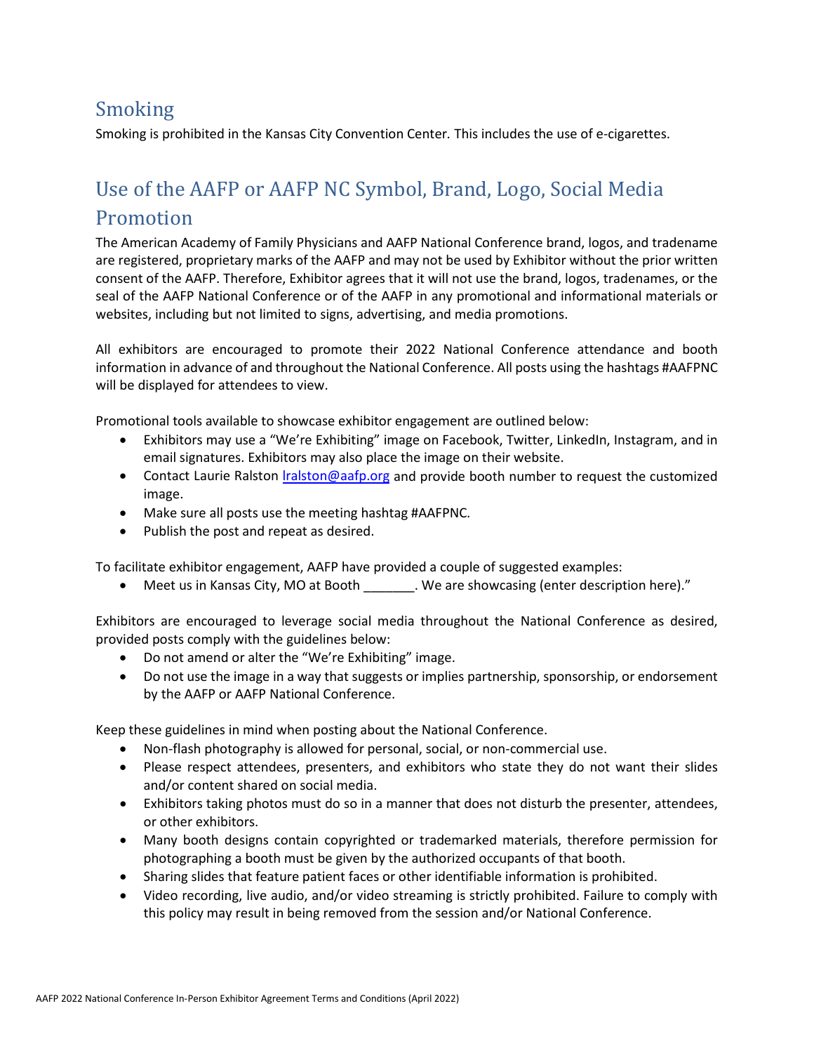## Smoking

Smoking is prohibited in the Kansas City Convention Center. This includes the use of e-cigarettes.

## Use of the AAFP or AAFP NC Symbol, Brand, Logo, Social Media Promotion

The American Academy of Family Physicians and AAFP National Conference brand, logos, and tradename are registered, proprietary marks of the AAFP and may not be used by Exhibitor without the prior written consent of the AAFP. Therefore, Exhibitor agrees that it will not use the brand, logos, tradenames, or the seal of the AAFP National Conference or of the AAFP in any promotional and informational materials or websites, including but not limited to signs, advertising, and media promotions.

All exhibitors are encouraged to promote their 2022 National Conference attendance and booth information in advance of and throughout the National Conference. All posts using the hashtags #AAFPNC will be displayed for attendees to view.

Promotional tools available to showcase exhibitor engagement are outlined below:

- Exhibitors may use a "We're Exhibiting" image on Facebook, Twitter, LinkedIn, Instagram, and in email signatures. Exhibitors may also place the image on their website.
- Contact Laurie Ralston lralston@aafp.org and provide booth number to request the customized image.
- Make sure all posts use the meeting hashtag #AAFPNC.
- Publish the post and repeat as desired.

To facilitate exhibitor engagement, AAFP have provided a couple of suggested examples:

- Meet us in Kansas City, MO at Booth _______. We are showcasing (enter description here)."

Exhibitors are encouraged to leverage social media throughout the National Conference as desired, provided posts comply with the guidelines below:

- Do not amend or alter the "We're Exhibiting" image.
- Do not use the image in a way that suggests or implies partnership, sponsorship, or endorsement by the AAFP or AAFP National Conference.

Keep these guidelines in mind when posting about the National Conference.

- Non-flash photography is allowed for personal, social, or non-commercial use.
- Please respect attendees, presenters, and exhibitors who state they do not want their slides and/or content shared on social media.
- Exhibitors taking photos must do so in a manner that does not disturb the presenter, attendees, or other exhibitors.
- Many booth designs contain copyrighted or trademarked materials, therefore permission for photographing a booth must be given by the authorized occupants of that booth.
- Sharing slides that feature patient faces or other identifiable information is prohibited.
- Video recording, live audio, and/or video streaming is strictly prohibited. Failure to comply with this policy may result in being removed from the session and/or National Conference.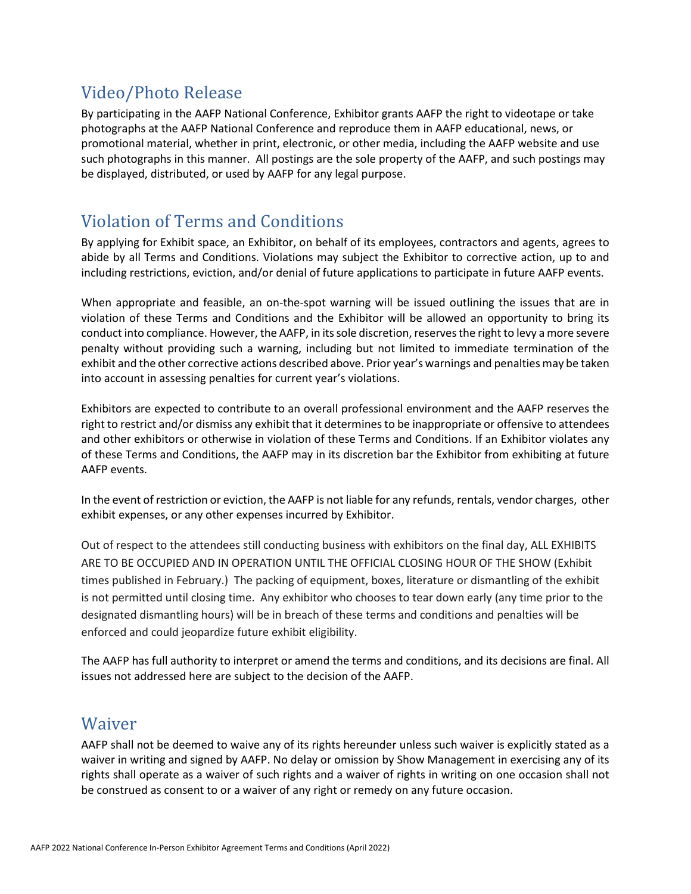## Video/Photo Release

By participating in the AAFP National Conference, Exhibitor grants AAFP the right to videotape or take photographs at the AAFP National Conference and reproduce them in AAFP educational, news, or promotional material, whether in print, electronic, or other media, including the AAFP website and use such photographs in this manner. All postings are the sole property of the AAFP, and such postings may be displayed, distributed, or used by AAFP for any legal purpose.

## Violation of Terms and Conditions

By applying for Exhibit space, an Exhibitor, on behalf of its employees, contractors and agents, agrees to abide by all Terms and Conditions. Violations may subject the Exhibitor to corrective action, up to and including restrictions, eviction, and/or denial of future applications to participate in future AAFP events.

When appropriate and feasible, an on-the-spot warning will be issued outlining the issues that are in violation of these Terms and Conditions and the Exhibitor will be allowed an opportunity to bring its conduct into compliance. However, the AAFP, in its sole discretion, reserves the right to levy a more severe penalty without providing such a warning, including but not limited to immediate termination of the exhibit and the other corrective actions described above. Prior year's warnings and penalties may be taken into account in assessing penalties for current year's violations.

Exhibitors are expected to contribute to an overall professional environment and the AAFP reserves the right to restrict and/or dismiss any exhibit that it determines to be inappropriate or offensive to attendees and other exhibitors or otherwise in violation of these Terms and Conditions. If an Exhibitor violates any of these Terms and Conditions, the AAFP may in its discretion bar the Exhibitor from exhibiting at future AAFP events.

In the event of restriction or eviction, the AAFP is not liable for any refunds, rentals, vendor charges, other exhibit expenses, or any other expenses incurred by Exhibitor.

Out of respect to the attendees still conducting business with exhibitors on the final day, ALL EXHIBITS ARE TO BE OCCUPIED AND IN OPERATION UNTIL THE OFFICIAL CLOSING HOUR OF THE SHOW (Exhibit times published in February.) The packing of equipment, boxes, literature or dismantling of the exhibit is not permitted until closing time. Any exhibitor who chooses to tear down early (any time prior to the designated dismantling hours) will be in breach of these terms and conditions and penalties will be enforced and could jeopardize future exhibit eligibility.

The AAFP has full authority to interpret or amend the terms and conditions, and its decisions are final. All issues not addressed here are subject to the decision of the AAFP.

## Waiver

AAFP shall not be deemed to waive any of its rights hereunder unless such waiver is explicitly stated as a waiver in writing and signed by AAFP. No delay or omission by Show Management in exercising any of its rights shall operate as a waiver of such rights and a waiver of rights in writing on one occasion shall not be construed as consent to or a waiver of any right or remedy on any future occasion.